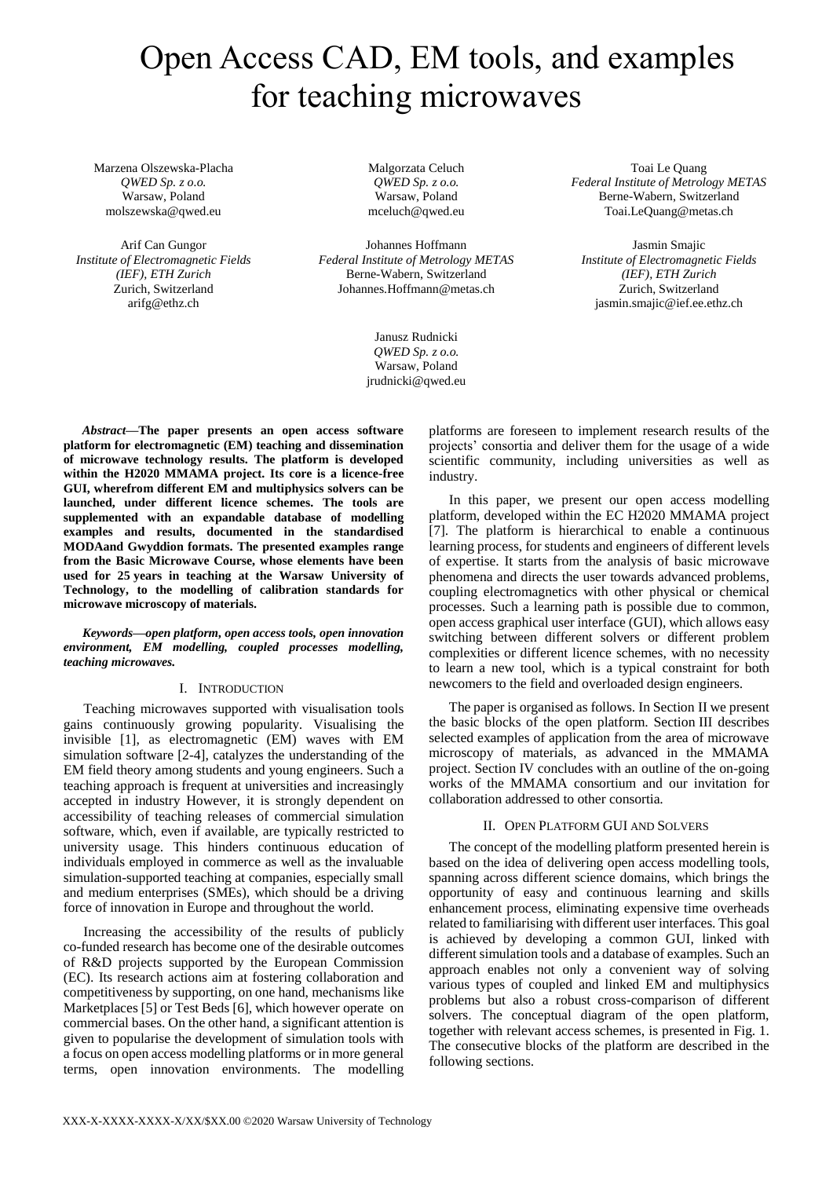# Open Access CAD, EM tools, and examples for teaching microwaves

Marzena Olszewska-Placha
*QWED Sp. z o.o.*
Warsaw, Poland
molszewska@qwed.eu

Malgorzata Celuch
*QWED Sp. z o.o.*
Warsaw, Poland
mceluch@qwed.eu

Toai Le Quang
*Federal Institute of Metrology METAS*
Berne-Wabern, Switzerland
Toai.LeQuang@metas.ch

Arif Can Gungor
*Institute of Electromagnetic Fields (IEF), ETH Zurich*
Zurich, Switzerland
arifg@ethz.ch

Johannes Hoffmann
*Federal Institute of Metrology METAS*
Berne-Wabern, Switzerland
Johannes.Hoffmann@metas.ch

Jasmin Smajic
*Institute of Electromagnetic Fields (IEF), ETH Zurich*
Zurich, Switzerland
jasmin.smajic@ief.ee.ethz.ch

Janusz Rudnicki
*QWED Sp. z o.o.*
Warsaw, Poland
jrudnicki@qwed.eu

***Abstract*—The paper presents an open access software platform for electromagnetic (EM) teaching and dissemination of microwave technology results. The platform is developed within the H2020 MMAMA project. Its core is a licence-free GUI, wherefrom different EM and multiphysics solvers can be launched, under different licence schemes. The tools are supplemented with an expandable database of modelling examples and results, documented in the standardised MODAand Gwyddion formats. The presented examples range from the Basic Microwave Course, whose elements have been used for 25 years in teaching at the Warsaw University of Technology, to the modelling of calibration standards for microwave microscopy of materials.**

***Keywords*—*open platform, open access tools, open innovation environment, EM modelling, coupled processes modelling, teaching microwaves.***

## I. Introduction

Teaching microwaves supported with visualisation tools gains continuously growing popularity. Visualising the invisible [1], as electromagnetic (EM) waves with EM simulation software [2-4], catalyzes the understanding of the EM field theory among students and young engineers. Such a teaching approach is frequent at universities and increasingly accepted in industry However, it is strongly dependent on accessibility of teaching releases of commercial simulation software, which, even if available, are typically restricted to university usage. This hinders continuous education of individuals employed in commerce as well as the invaluable simulation-supported teaching at companies, especially small and medium enterprises (SMEs), which should be a driving force of innovation in Europe and throughout the world.

Increasing the accessibility of the results of publicly co-funded research has become one of the desirable outcomes of R&D projects supported by the European Commission (EC). Its research actions aim at fostering collaboration and competitiveness by supporting, on one hand, mechanisms like Marketplaces [5] or Test Beds [6], which however operate on commercial bases. On the other hand, a significant attention is given to popularise the development of simulation tools with a focus on open access modelling platforms or in more general terms, open innovation environments. The modelling platforms are foreseen to implement research results of the projects' consortia and deliver them for the usage of a wide scientific community, including universities as well as industry.

In this paper, we present our open access modelling platform, developed within the EC H2020 MMAMA project [7]. The platform is hierarchical to enable a continuous learning process, for students and engineers of different levels of expertise. It starts from the analysis of basic microwave phenomena and directs the user towards advanced problems, coupling electromagnetics with other physical or chemical processes. Such a learning path is possible due to common, open access graphical user interface (GUI), which allows easy switching between different solvers or different problem complexities or different licence schemes, with no necessity to learn a new tool, which is a typical constraint for both newcomers to the field and overloaded design engineers.

The paper is organised as follows. In Section II we present the basic blocks of the open platform. Section III describes selected examples of application from the area of microwave microscopy of materials, as advanced in the MMAMA project. Section IV concludes with an outline of the on-going works of the MMAMA consortium and our invitation for collaboration addressed to other consortia.

## II. Open Platform GUI and Solvers

The concept of the modelling platform presented herein is based on the idea of delivering open access modelling tools, spanning across different science domains, which brings the opportunity of easy and continuous learning and skills enhancement process, eliminating expensive time overheads related to familiarising with different user interfaces. This goal is achieved by developing a common GUI, linked with different simulation tools and a database of examples. Such an approach enables not only a convenient way of solving various types of coupled and linked EM and multiphysics problems but also a robust cross-comparison of different solvers. The conceptual diagram of the open platform, together with relevant access schemes, is presented in Fig. 1. The consecutive blocks of the platform are described in the following sections.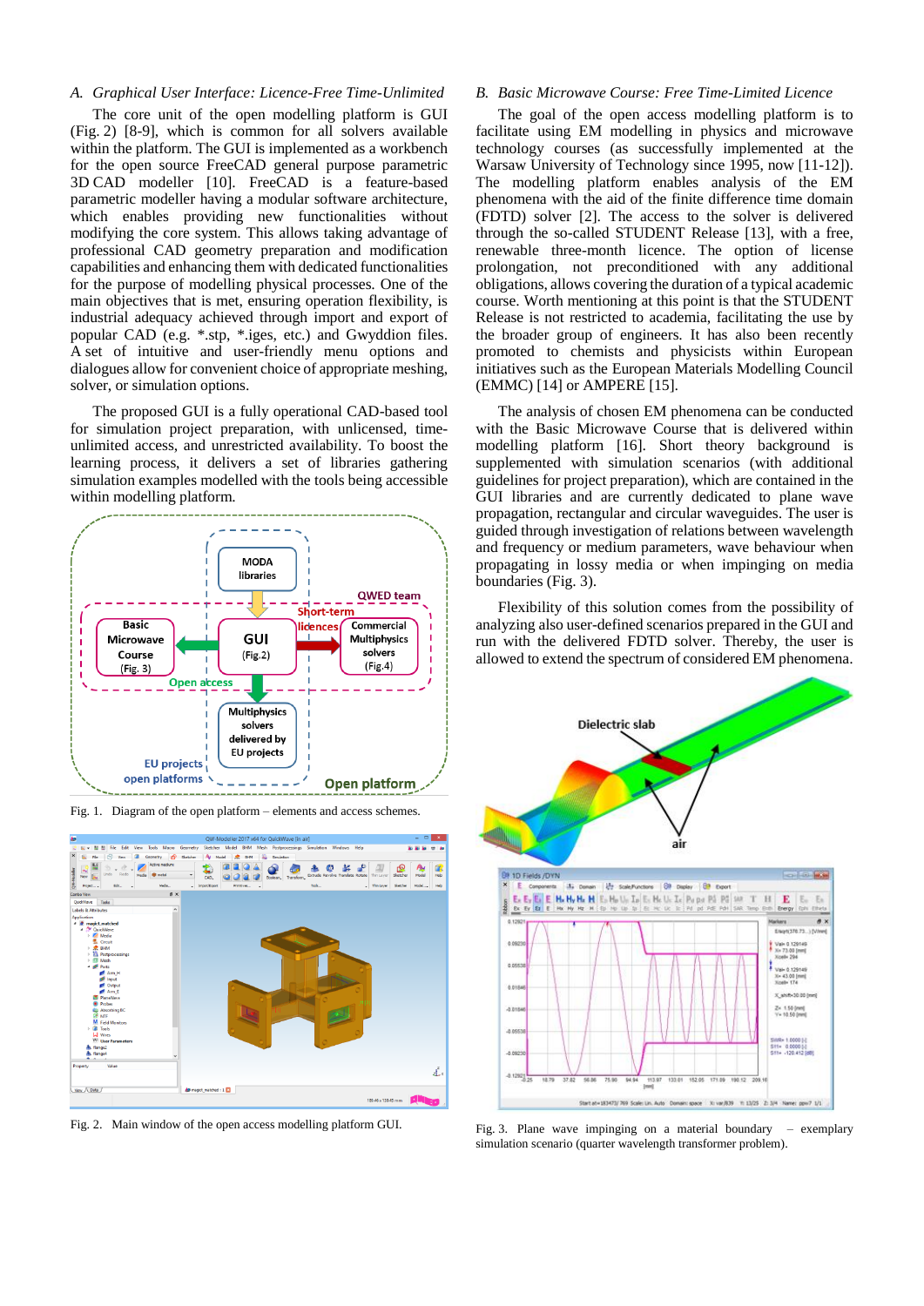### A. Graphical User Interface: Licence-Free Time-Unlimited

The core unit of the open modelling platform is GUI (Fig. 2) [8-9], which is common for all solvers available within the platform. The GUI is implemented as a workbench for the open source FreeCAD general purpose parametric 3D CAD modeller [10]. FreeCAD is a feature-based parametric modeller having a modular software architecture, which enables providing new functionalities without modifying the core system. This allows taking advantage of professional CAD geometry preparation and modification capabilities and enhancing them with dedicated functionalities for the purpose of modelling physical processes. One of the main objectives that is met, ensuring operation flexibility, is industrial adequacy achieved through import and export of popular CAD (e.g. *.stp, *.iges, etc.) and Gwyddion files. A set of intuitive and user-friendly menu options and dialogues allow for convenient choice of appropriate meshing, solver, or simulation options.

The proposed GUI is a fully operational CAD-based tool for simulation project preparation, with unlicensed, time-unlimited, and unrestricted availability. To boost the learning process, it delivers a set of libraries gathering simulation examples modelled with the tools being accessible within modelling platform.

Fig. 1. Diagram of the open platform – elements and access schemes.

Fig. 2. Main window of the open access modelling platform GUI.

### B. Basic Microwave Course: Free Time-Limited Licence

The goal of the open access modelling platform is to facilitate using EM modelling in physics and microwave technology courses (as successfully implemented at the Warsaw University of Technology since 1995, now [11-12]). The modelling platform enables analysis of the EM phenomena with the aid of the finite difference time domain (FDTD) solver [2]. The access to the solver is delivered through the so-called STUDENT Release [13], with a free, renewable three-month licence. The option of license prolongation, not preconditioned with any additional obligations, allows covering the duration of a typical academic course. Worth mentioning at this point is that the STUDENT Release is not restricted to academia, facilitating the use by the broader group of engineers. It has also been recently promoted to chemists and physicists within European initiatives such as the European Materials Modelling Council (EMMC) [14] or AMPERE [15].

The analysis of chosen EM phenomena can be conducted with the Basic Microwave Course that is delivered within modelling platform [16]. Short theory background is supplemented with simulation scenarios (with additional guidelines for project preparation), which are contained in the GUI libraries and are currently dedicated to plane wave propagation, rectangular and circular waveguides. The user is guided through investigation of relations between wavelength and frequency or medium parameters, wave behaviour when propagating in lossy media or when impinging on media boundaries (Fig. 3).

Flexibility of this solution comes from the possibility of analyzing also user-defined scenarios prepared in the GUI and run with the delivered FDTD solver. Thereby, the user is allowed to extend the spectrum of considered EM phenomena.

Fig. 3. Plane wave impinging on a material boundary – exemplary simulation scenario (quarter wavelength transformer problem).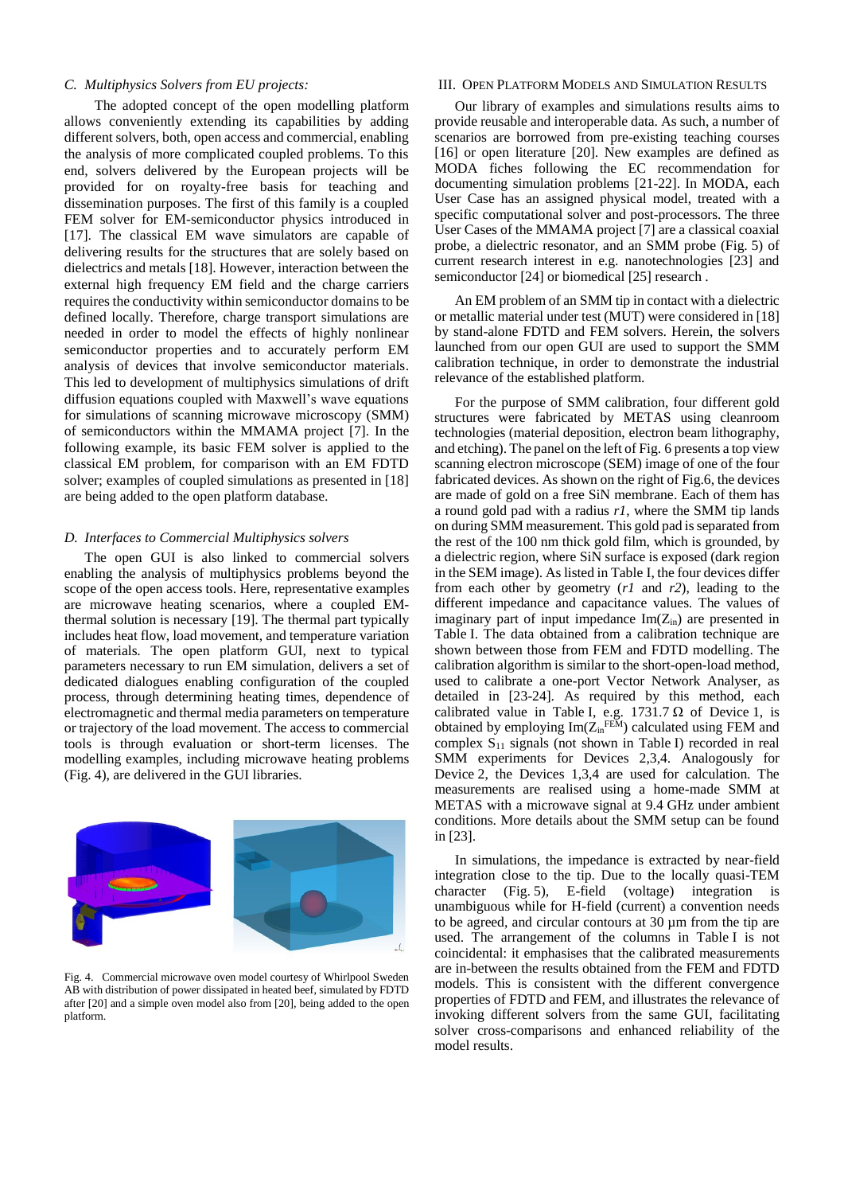### C. Multiphysics Solvers from EU projects:

The adopted concept of the open modelling platform allows conveniently extending its capabilities by adding different solvers, both, open access and commercial, enabling the analysis of more complicated coupled problems. To this end, solvers delivered by the European projects will be provided for on royalty-free basis for teaching and dissemination purposes. The first of this family is a coupled FEM solver for EM-semiconductor physics introduced in [17]. The classical EM wave simulators are capable of delivering results for the structures that are solely based on dielectrics and metals [18]. However, interaction between the external high frequency EM field and the charge carriers requires the conductivity within semiconductor domains to be defined locally. Therefore, charge transport simulations are needed in order to model the effects of highly nonlinear semiconductor properties and to accurately perform EM analysis of devices that involve semiconductor materials. This led to development of multiphysics simulations of drift diffusion equations coupled with Maxwell's wave equations for simulations of scanning microwave microscopy (SMM) of semiconductors within the MMAMA project [7]. In the following example, its basic FEM solver is applied to the classical EM problem, for comparison with an EM FDTD solver; examples of coupled simulations as presented in [18] are being added to the open platform database.

### D. Interfaces to Commercial Multiphysics solvers

The open GUI is also linked to commercial solvers enabling the analysis of multiphysics problems beyond the scope of the open access tools. Here, representative examples are microwave heating scenarios, where a coupled EM-thermal solution is necessary [19]. The thermal part typically includes heat flow, load movement, and temperature variation of materials. The open platform GUI, next to typical parameters necessary to run EM simulation, delivers a set of dedicated dialogues enabling configuration of the coupled process, through determining heating times, dependence of electromagnetic and thermal media parameters on temperature or trajectory of the load movement. The access to commercial tools is through evaluation or short-term licenses. The modelling examples, including microwave heating problems (Fig. 4), are delivered in the GUI libraries.

Fig. 4. Commercial microwave oven model courtesy of Whirlpool Sweden AB with distribution of power dissipated in heated beef, simulated by FDTD after [20] and a simple oven model also from [20], being added to the open platform.

## III. Open Platform Models and Simulation Results

Our library of examples and simulations results aims to provide reusable and interoperable data. As such, a number of scenarios are borrowed from pre-existing teaching courses [16] or open literature [20]. New examples are defined as MODA fiches following the EC recommendation for documenting simulation problems [21-22]. In MODA, each User Case has an assigned physical model, treated with a specific computational solver and post-processors. The three User Cases of the MMAMA project [7] are a classical coaxial probe, a dielectric resonator, and an SMM probe (Fig. 5) of current research interest in e.g. nanotechnologies [23] and semiconductor [24] or biomedical [25] research .

An EM problem of an SMM tip in contact with a dielectric or metallic material under test (MUT) were considered in [18] by stand-alone FDTD and FEM solvers. Herein, the solvers launched from our open GUI are used to support the SMM calibration technique, in order to demonstrate the industrial relevance of the established platform.

For the purpose of SMM calibration, four different gold structures were fabricated by METAS using cleanroom technologies (material deposition, electron beam lithography, and etching). The panel on the left of Fig. 6 presents a top view scanning electron microscope (SEM) image of one of the four fabricated devices. As shown on the right of Fig.6, the devices are made of gold on a free SiN membrane. Each of them has a round gold pad with a radius *r1*, where the SMM tip lands on during SMM measurement. This gold pad is separated from the rest of the 100 nm thick gold film, which is grounded, by a dielectric region, where SiN surface is exposed (dark region in the SEM image). As listed in Table I, the four devices differ from each other by geometry (*r1* and *r2*), leading to the different impedance and capacitance values. The values of imaginary part of input impedance $\mathrm{Im}(Z_{in})$ are presented in Table I. The data obtained from a calibration technique are shown between those from FEM and FDTD modelling. The calibration algorithm is similar to the short-open-load method, used to calibrate a one-port Vector Network Analyser, as detailed in [23-24]. As required by this method, each calibrated value in Table I, e.g. 1731.7 Ω of Device 1, is obtained by employing $\mathrm{Im}(Z_{in}^{FEM})$ calculated using FEM and complex $S_{11}$ signals (not shown in Table I) recorded in real SMM experiments for Devices 2,3,4. Analogously for Device 2, the Devices 1,3,4 are used for calculation. The measurements are realised using a home-made SMM at METAS with a microwave signal at 9.4 GHz under ambient conditions. More details about the SMM setup can be found in [23].

In simulations, the impedance is extracted by near-field integration close to the tip. Due to the locally quasi-TEM character (Fig. 5), E-field (voltage) integration is unambiguous while for H-field (current) a convention needs to be agreed, and circular contours at 30 µm from the tip are used. The arrangement of the columns in Table I is not coincidental: it emphasises that the calibrated measurements are in-between the results obtained from the FEM and FDTD models. This is consistent with the different convergence properties of FDTD and FEM, and illustrates the relevance of invoking different solvers from the same GUI, facilitating solver cross-comparisons and enhanced reliability of the model results.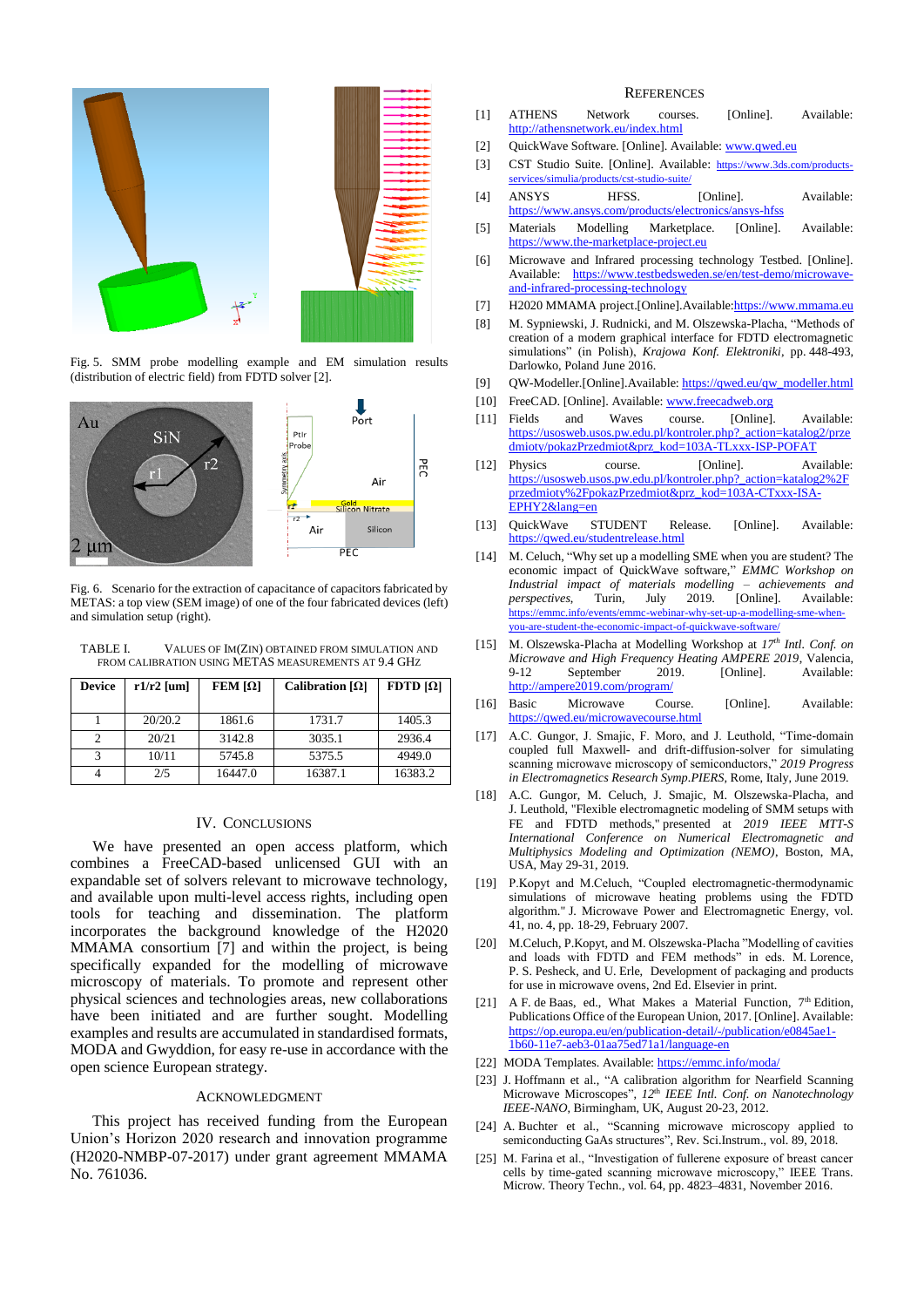Fig. 5. SMM probe modelling example and EM simulation results (distribution of electric field) from FDTD solver [2].

Fig. 6. Scenario for the extraction of capacitance of capacitors fabricated by METAS: a top view (SEM image) of one of the four fabricated devices (left) and simulation setup (right).

TABLE I. VALUES OF IM(ZIN) OBTAINED FROM SIMULATION AND FROM CALIBRATION USING METAS MEASUREMENTS AT 9.4 GHZ

| Device | r1/r2 [um] | FEM [Ω] | Calibration [Ω] | FDTD [Ω] |
|---|---|---|---|---|
| 1 | 20/20.2 | 1861.6 | 1731.7 | 1405.3 |
| 2 | 20/21 | 3142.8 | 3035.1 | 2936.4 |
| 3 | 10/11 | 5745.8 | 5375.5 | 4949.0 |
| 4 | 2/5 | 16447.0 | 16387.1 | 16383.2 |

## IV. CONCLUSIONS

We have presented an open access platform, which combines a FreeCAD-based unlicensed GUI with an expandable set of solvers relevant to microwave technology, and available upon multi-level access rights, including open tools for teaching and dissemination. The platform incorporates the background of the H2020 MMAMA consortium [7] and within the project, is being specifically expanded for the modelling of microwave microscopy of materials. To promote and represent other physical sciences and technologies areas, new collaborations have been initiated and are further sought. Modelling examples and results are accumulated in standardised formats, MODA and Gwyddion, for easy re-use in accordance with the open science European strategy.

## ACKNOWLEDGMENT

This project has received funding from the European Union's Horizon 2020 research and innovation programme (H2020-NMBP-07-2017) under grant agreement MMAMA No. 761036.

## REFERENCES

[1] ATHENS Network courses. [Online]. Available: http://athensnetwork.eu/index.html

[2] QuickWave Software. [Online]. Available: www.qwed.eu

[3] CST Studio Suite. [Online]. Available: https://www.3ds.com/products-services/simulia/products/cst-studio-suite/

[4] ANSYS HFSS. [Online]. Available: https://www.ansys.com/products/electronics/ansys-hfss

[5] Materials Modelling Marketplace. [Online]. Available: https://www.the-marketplace-project.eu

[6] Microwave and Infrared processing technology Testbed. [Online]. Available: https://www.testbedsweden.se/en/test-demo/microwave-and-infrared-processing-technology

[7] H2020 MMAMA project.[Online].Available:https://www.mmama.eu

[8] M. Sypniewski, J. Rudnicki, and M. Olszewska-Placha, "Methods of creation of a modern graphical interface for FDTD electromagnetic simulations" (in Polish), *Krajowa Konf. Elektroniki*, pp. 448-493, Darlowko, Poland June 2016.

[9] QW-Modeller.[Online].Available: https://qwed.eu/qw_modeller.html

[10] FreeCAD. [Online]. Available: www.freecadweb.org

[11] Fields and Waves course. [Online]. Available: https://usosweb.usos.pw.edu.pl/kontroler.php?_action=katalog2/przedmioty/pokazPrzedmiot&prz_kod=103A-TLxxx-ISP-POFAT

[12] Physics course. [Online]. Available: https://usosweb.usos.pw.edu.pl/kontroler.php?_action=katalog2%2Fprzedmioty%2FpokazPrzedmiot&prz_kod=103A-CTxxx-ISA-EPHY2&lang=en

[13] QuickWave STUDENT Release. [Online]. Available: https://qwed.eu/studentrelease.html

[14] M. Celuch, "Why set up a modelling SME when you are student? The economic impact of QuickWave software," *EMMC Workshop on Industrial impact of materials modelling – achievements and perspectives*, Turin, July 2019. [Online]. Available: https://emmc.info/events/emmc-webinar-why-set-up-a-modelling-sme-when-you-are-student-the-economic-impact-of-quickwave-software/

[15] M. Olszewska-Placha at Modelling Workshop at 17th *Intl. Conf. on Microwave and High Frequency Heating AMPERE 2019*, Valencia, 9-12 September 2019. [Online]. Available: http://ampere2019.com/program/

[16] Basic Microwave Course. [Online]. Available: https://qwed.eu/microwavecourse.html

[17] A.C. Gungor, J. Smajic, F. Moro, and J. Leuthold, "Time-domain coupled full Maxwell- and drift-diffusion-solver for simulating scanning microwave microscopy of semiconductors," *2019 Progress in Electromagnetics Research Symp.PIERS*, Rome, Italy, June 2019.

[18] A.C. Gungor, M. Celuch, J. Smajic, M. Olszewska-Placha, and J. Leuthold, "Flexible electromagnetic modeling of SMM setups with FE and FDTD methods," presented at *2019 IEEE MTT-S International Conference on Numerical Electromagnetic and Multiphysics Modeling and Optimization (NEMO)*, Boston, MA, USA, May 29-31, 2019.

[19] P.Kopyt and M.Celuch, "Coupled electromagnetic-thermodynamic simulations of microwave heating problems using the FDTD algorithm." J. Microwave Power and Electromagnetic Energy, vol. 41, no. 4, pp. 18-29, February 2007.

[20] M.Celuch, P.Kopyt, and M. Olszewska-Placha "Modelling of cavities and loads with FDTD and FEM methods" in eds. M. Lorence, P. S. Pesheck, and U. Erle, Development of packaging and products for use in microwave ovens, 2nd Ed. Elsevier in print.

[21] A F. de Baas, ed., What Makes a Material Function, 7th Edition, Publications Office of the European Union, 2017. [Online]. Available: https://op.europa.eu/en/publication-detail/-/publication/e0845ae1-1b60-11e7-aeb3-01aa75ed71a1/language-en

[22] MODA Templates. Available: https://emmc.info/moda/

[23] J. Hoffmann et al., "A calibration algorithm for Nearfield Scanning Microwave Microscopes", *12th IEEE Intl. Conf. on Nanotechnology IEEE-NANO*, Birmingham, UK, August 20-23, 2012.

[24] A. Buchter et al., "Scanning microwave microscopy applied to semiconducting GaAs structures", Rev. Sci.Instrum., vol. 89, 2018.

[25] M. Farina et al., "Investigation of fullerene exposure of breast cancer cells by time-gated scanning microwave microscopy," IEEE Trans. Microw. Theory Techn., vol. 64, pp. 4823–4831, November 2016.